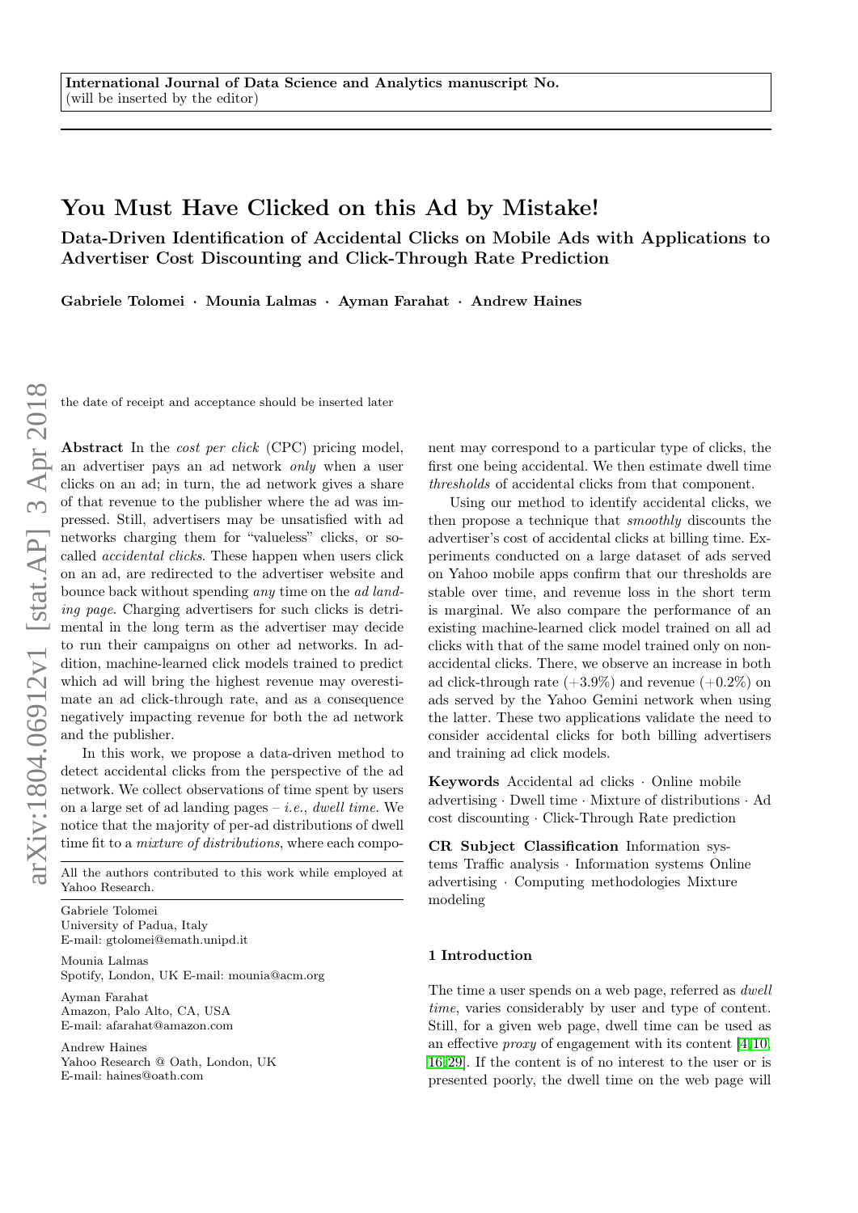International Journal of Data Science and Analytics manuscript No.
(will be inserted by the editor)

# You Must Have Clicked on this Ad by Mistake!

## Data-Driven Identification of Accidental Clicks on Mobile Ads with Applications to Advertiser Cost Discounting and Click-Through Rate Prediction

**Gabriele Tolomei · Mounia Lalmas · Ayman Farahat · Andrew Haines**

the date of receipt and acceptance should be inserted later

**Abstract** In the *cost per click* (CPC) pricing model, an advertiser pays an ad network *only* when a user clicks on an ad; in turn, the ad network gives a share of that revenue to the publisher where the ad was impressed. Still, advertisers may be unsatisfied with ad networks charging them for "valueless" clicks, or so-called *accidental clicks*. These happen when users click on an ad, are redirected to the advertiser website and bounce back without spending *any* time on the *ad landing page*. Charging advertisers for such clicks is detrimental in the long term as the advertiser may decide to run their campaigns on other ad networks. In addition, machine-learned click models trained to predict which ad will bring the highest revenue may overestimate an ad click-through rate, and as a consequence negatively impacting revenue for both the ad network and the publisher.

In this work, we propose a data-driven method to detect accidental clicks from the perspective of the ad network. We collect observations of time spent by users on a large set of ad landing pages – *i.e.*, *dwell time*. We notice that the majority of per-ad distributions of dwell time fit to a *mixture of distributions*, where each component may correspond to a particular type of clicks, the first one being accidental. We then estimate dwell time *thresholds* of accidental clicks from that component.

Using our method to identify accidental clicks, we then propose a technique that *smoothly* discounts the advertiser's cost of accidental clicks at billing time. Experiments conducted on a large dataset of ads served on Yahoo mobile apps confirm that our thresholds are stable over time, and revenue loss in the short term is marginal. We also compare the performance of an existing machine-learned click model trained on all ad clicks with that of the same model trained only on non-accidental clicks. There, we observe an increase in both ad click-through rate (+3.9%) and revenue (+0.2%) on ads served by the Yahoo Gemini network when using the latter. These two applications validate the need to consider accidental clicks for both billing advertisers and training ad click models.

**Keywords** Accidental ad clicks · Online mobile advertising · Dwell time · Mixture of distributions · Ad cost discounting · Click-Through Rate prediction

**CR Subject Classification** Information systems Traffic analysis · Information systems Online advertising · Computing methodologies Mixture modeling

All the authors contributed to this work while employed at Yahoo Research.

Gabriele Tolomei
University of Padua, Italy
E-mail: gtolomei@emath.unipd.it

Mounia Lalmas
Spotify, London, UK E-mail: mounia@acm.org

Ayman Farahat
Amazon, Palo Alto, CA, USA
E-mail: afarahat@amazon.com

Andrew Haines
Yahoo Research @ Oath, London, UK
E-mail: haines@oath.com

## 1 Introduction

The time a user spends on a web page, referred as *dwell time*, varies considerably by user and type of content. Still, for a given web page, dwell time can be used as an effective *proxy* of engagement with its content [4,10,16,29]. If the content is of no interest to the user or is presented poorly, the dwell time on the web page will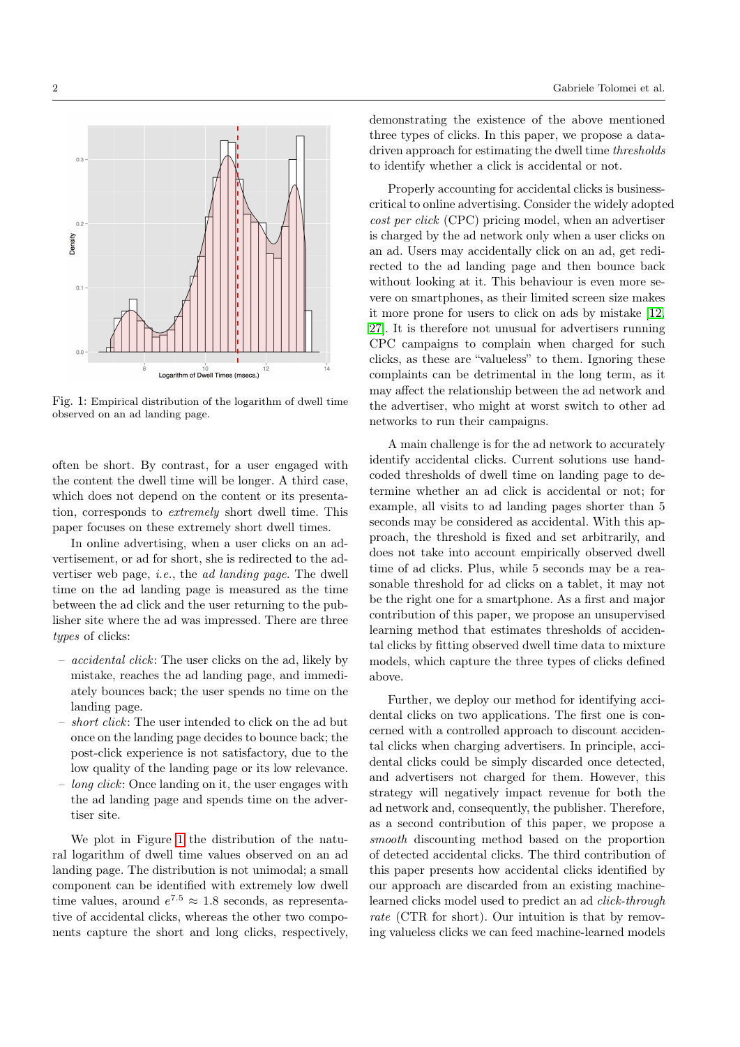Density

0.0
0.1
0.2
0.3

8
10
12
14

Logarithm of Dwell Times (msecs.)

Fig. 1: Empirical distribution of the logarithm of dwell time observed on an ad landing page.

often be short. By contrast, for a user engaged with the content the dwell time will be longer. A third case, which does not depend on the content or its presentation, corresponds to *extremely* short dwell time. This paper focuses on these extremely short dwell times.

In online advertising, when a user clicks on an advertisement, or ad for short, she is redirected to the advertiser web page, *i.e.*, the *ad landing page*. The dwell time on the ad landing page is measured as the time between the ad click and the user returning to the publisher site where the ad was impressed. There are three *types* of clicks:

- *accidental click*: The user clicks on the ad, likely by mistake, reaches the ad landing page, and immediately bounces back; the user spends no time on the landing page.
- *short click*: The user intended to click on the ad but once on the landing page decides to bounce back; the post-click experience is not satisfactory, due to the low quality of the landing page or its low relevance.
- *long click*: Once landing on it, the user engages with the ad landing page and spends time on the advertiser site.

We plot in Figure 1 the distribution of the natural logarithm of dwell time values observed on an ad landing page. The distribution is not unimodal; a small component can be identified with extremely low dwell time values, around $e^{7.5} \approx 1.8$ seconds, as representative of accidental clicks, whereas the other two components capture the short and long clicks, respectively, demonstrating the existence of the above mentioned three types of clicks. In this paper, we propose a data-driven approach for estimating the dwell time *thresholds* to identify whether a click is accidental or not.

Properly accounting for accidental clicks is business-critical to online advertising. Consider the widely adopted *cost per click* (CPC) pricing model, when an advertiser is charged by the ad network only when a user clicks on an ad. Users may accidentally click on an ad, get redirected to the ad landing page and then bounce back without looking at it. This behaviour is even more severe on smartphones, as their limited screen size makes it more prone for users to click on ads by mistake [12, 27]. It is therefore not unusual for advertisers running CPC campaigns to complain when charged for such clicks, as these are "valueless" to them. Ignoring these complaints can be detrimental in the long term, as it may affect the relationship between the ad network and the advertiser, who might at worst switch to other ad networks to run their campaigns.

A main challenge is for the ad network to accurately identify accidental clicks. Current solutions use hand-coded thresholds of dwell time on landing page to determine whether an ad click is accidental or not; for example, all visits to ad landing pages shorter than 5 seconds may be considered as accidental. With this approach, the threshold is fixed and set arbitrarily, and does not take into account empirically observed dwell time of ad clicks. Plus, while 5 seconds may be a reasonable threshold for ad clicks on a tablet, it may not be the right one for a smartphone. As a first and major contribution of this paper, we propose an unsupervised learning method that estimates thresholds of accidental clicks by fitting observed dwell time data to mixture models, which capture the three types of clicks defined above.

Further, we deploy our method for identifying accidental clicks on two applications. The first one is concerned with a controlled approach to discount accidental clicks when charging advertisers. In principle, accidental clicks could be simply discarded once detected, and advertisers not charged for them. However, this strategy will negatively impact revenue for both the ad network and, consequently, the publisher. Therefore, as a second contribution of this paper, we propose a *smooth* discounting method based on the proportion of detected accidental clicks. The third contribution of this paper presents how accidental clicks identified by our approach are discarded from an existing machine-learned clicks model used to predict an ad *click-through rate* (CTR for short). Our intuition is that by removing valueless clicks we can feed machine-learned models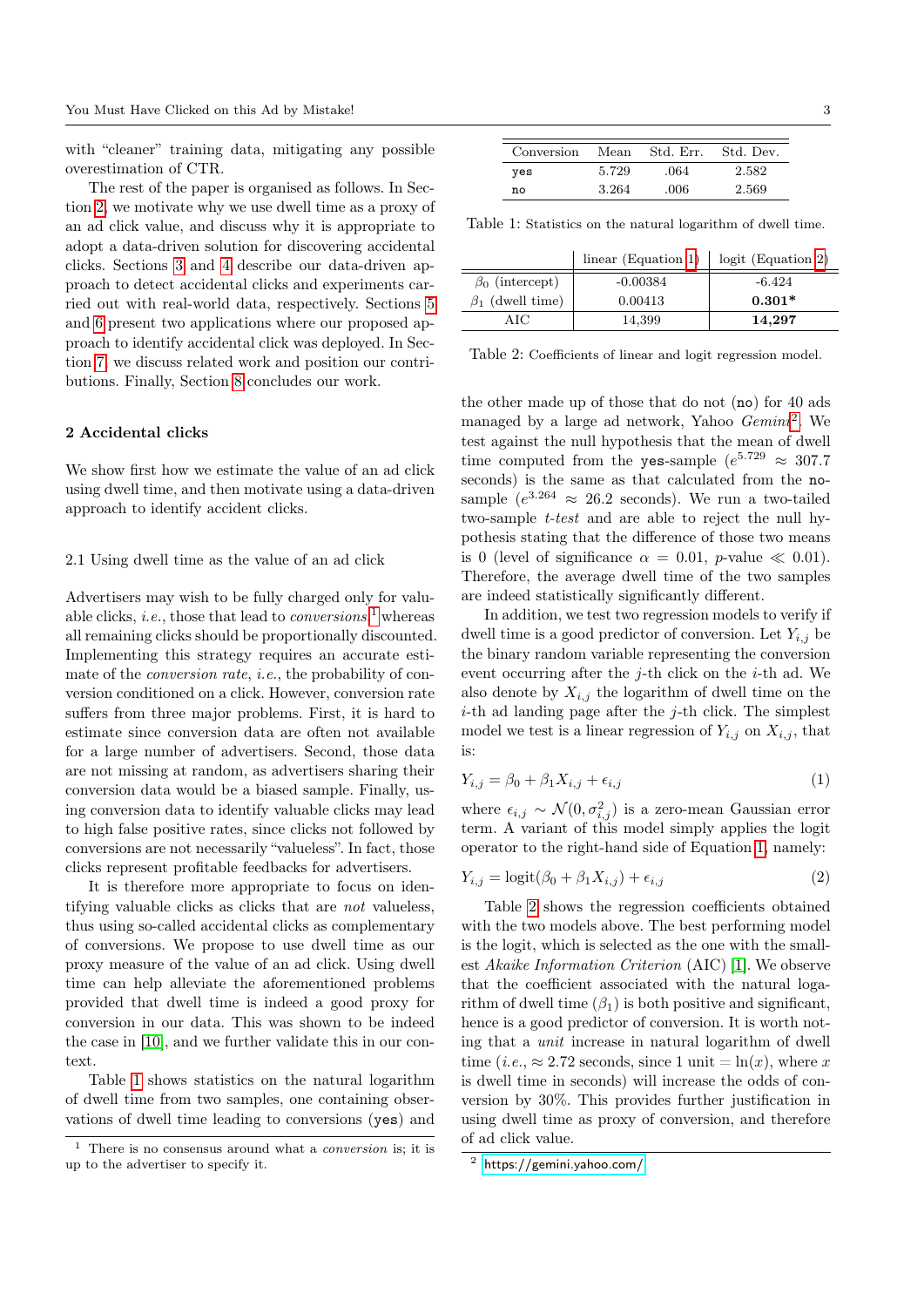with "cleaner" training data, mitigating any possible overestimation of CTR.

The rest of the paper is organised as follows. In Section 2, we motivate why we use dwell time as a proxy of an ad click value, and discuss why it is appropriate to adopt a data-driven solution for discovering accidental clicks. Sections 3 and 4 describe our data-driven approach to detect accidental clicks and experiments carried out with real-world data, respectively. Sections 5 and 6 present two applications where our proposed approach to identify accidental click was deployed. In Section 7, we discuss related work and position our contributions. Finally, Section 8 concludes our work.

## 2 Accidental clicks

We show first how we estimate the value of an ad click using dwell time, and then motivate using a data-driven approach to identify accident clicks.

### 2.1 Using dwell time as the value of an ad click

Advertisers may wish to be fully charged only for valuable clicks, *i.e.*, those that lead to *conversions*,[1] whereas all remaining clicks should be proportionally discounted. Implementing this strategy requires an accurate estimate of the *conversion rate*, *i.e.*, the probability of conversion conditioned on a click. However, conversion rate suffers from three major problems. First, it is hard to estimate since conversion data are often not available for a large number of advertisers. Second, those data are not missing at random, as advertisers sharing their conversion data would be a biased sample. Finally, using conversion data to identify valuable clicks may lead to high false positive rates, since clicks not followed by conversions are not necessarily "valueless". In fact, those clicks represent profitable feedbacks for advertisers.

It is therefore more appropriate to focus on identifying valuable clicks as clicks that are *not* valueless, thus using so-called accidental clicks as complementary of conversions. We propose to use dwell time as our proxy measure of the value of an ad click. Using dwell time can help alleviate the aforementioned problems provided that dwell time is indeed a good proxy for conversion in our data. This was shown to be indeed the case in [10], and we further validate this in our context.

Table 1 shows statistics on the natural logarithm of dwell time from two samples, one containing observations of dwell time leading to conversions (`yes`) and the other made up of those that do not (`no`) for 40 ads managed by a large ad network, Yahoo *Gemini*[2]. We test against the null hypothesis that the mean of dwell time computed from the `yes`-sample ($e^{5.729} \approx 307.7$ seconds) is the same as that calculated from the `no`-sample ($e^{3.264} \approx 26.2$ seconds). We run a two-tailed two-sample *t-test* and are able to reject the null hypothesis stating that the difference of those two means is 0 (level of significance $\alpha = 0.01$, $p$-value $\ll 0.01$). Therefore, the average dwell time of the two samples are indeed statistically significantly different.

| Conversion | Mean | Std. Err. | Std. Dev. |
|---|---|---|---|
| `yes` | 5.729 | .064 | 2.582 |
| `no` | 3.264 | .006 | 2.569 |

Table 1: Statistics on the natural logarithm of dwell time.

| | linear (Equation 1) | logit (Equation 2) |
|---|---|---|
| $\beta_0$ (intercept) | -0.00384 | -6.424 |
| $\beta_1$ (dwell time) | 0.00413 | **0.301*** |
| AIC | 14,399 | **14,297** |

Table 2: Coefficients of linear and logit regression model.

In addition, we test two regression models to verify if dwell time is a good predictor of conversion. Let $Y_{i,j}$ be the binary random variable representing the conversion event occurring after the $j$-th click on the $i$-th ad. We also denote by $X_{i,j}$ the logarithm of dwell time on the $i$-th ad landing page after the $j$-th click. The simplest model we test is a linear regression of $Y_{i,j}$ on $X_{i,j}$, that is:

$$Y_{i,j} = \beta_0 + \beta_1 X_{i,j} + \epsilon_{i,j} \tag{1}$$

where $\epsilon_{i,j} \sim \mathcal{N}(0, \sigma^2_{i,j})$ is a zero-mean Gaussian error term. A variant of this model simply applies the logit operator to the right-hand side of Equation 1, namely:

$$Y_{i,j} = \text{logit}(\beta_0 + \beta_1 X_{i,j}) + \epsilon_{i,j} \tag{2}$$

Table 2 shows the regression coefficients obtained with the two models above. The best performing model is the logit, which is selected as the one with the smallest *Akaike Information Criterion* (AIC) [1]. We observe that the coefficient associated with the natural logarithm of dwell time ($\beta_1$) is both positive and significant, hence is a good predictor of conversion. It is worth noting that a *unit* increase in natural logarithm of dwell time (*i.e.*, $\approx 2.72$ seconds, since 1 unit $= \ln(x)$, where $x$ is dwell time in seconds) will increase the odds of conversion by 30%. This provides further justification in using dwell time as proxy of conversion, and therefore of ad click value.

[1] There is no consensus around what a *conversion* is; it is up to the advertiser to specify it.

[2] https://gemini.yahoo.com/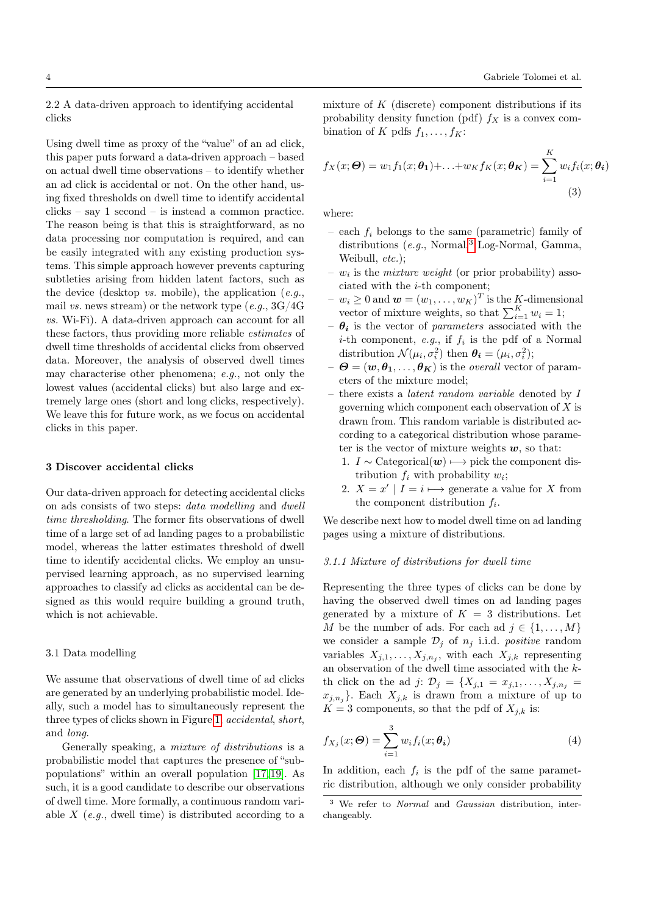### 2.2 A data-driven approach to identifying accidental clicks

Using dwell time as proxy of the "value" of an ad click, this paper puts forward a data-driven approach – based on actual dwell time observations – to identify whether an ad click is accidental or not. On the other hand, using fixed thresholds on dwell time to identify accidental clicks – say 1 second – is instead a common practice. The reason being is that this is straightforward, as no data processing nor computation is required, and can be easily integrated with any existing production systems. This simple approach however prevents capturing subtleties arising from hidden latent factors, such as the device (desktop *vs.* mobile), the application (*e.g.*, mail *vs.* news stream) or the network type (*e.g.*, 3G/4G *vs.* Wi-Fi). A data-driven approach can account for all these factors, thus providing more reliable *estimates* of dwell time thresholds of accidental clicks from observed data. Moreover, the analysis of observed dwell times may characterise other phenomena; *e.g.*, not only the lowest values (accidental clicks) but also large and extremely large ones (short and long clicks, respectively). We leave this for future work, as we focus on accidental clicks in this paper.

## 3 Discover accidental clicks

Our data-driven approach for detecting accidental clicks on ads consists of two steps: *data modelling* and *dwell time thresholding*. The former fits observations of dwell time of a large set of ad landing pages to a probabilistic model, whereas the latter estimates threshold of dwell time to identify accidental clicks. We employ an unsupervised learning approach, as no supervised learning approaches to classify ad clicks as accidental can be designed as this would require building a ground truth, which is not achievable.

### 3.1 Data modelling

We assume that observations of dwell time of ad clicks are generated by an underlying probabilistic model. Ideally, such a model has to simultaneously represent the three types of clicks shown in Figure 1: *accidental*, *short*, and *long*.

Generally speaking, a *mixture of distributions* is a probabilistic model that captures the presence of "sub-populations" within an overall population [17,19]. As such, it is a good candidate to describe our observations of dwell time. More formally, a continuous random variable $X$ (*e.g.*, dwell time) is distributed according to a mixture of $K$ (discrete) component distributions if its probability density function (pdf) $f_X$ is a convex combination of $K$ pdfs $f_1, \ldots, f_K$:

$$f_X(x; \boldsymbol{\Theta}) = w_1 f_1(x; \boldsymbol{\theta_1}) + \ldots + w_K f_K(x; \boldsymbol{\theta_K}) = \sum_{i=1}^{K} w_i f_i(x; \boldsymbol{\theta_i}) \tag{3}$$

where:

- each $f_i$ belongs to the same (parametric) family of distributions (*e.g.*, Normal,[3] Log-Normal, Gamma, Weibull, *etc.*);
- $w_i$ is the *mixture weight* (or prior probability) associated with the $i$-th component;
- $w_i \geq 0$ and $\boldsymbol{w} = (w_1, \ldots, w_K)^T$ is the $K$-dimensional vector of mixture weights, so that $\sum_{i=1}^{K} w_i = 1$;
- $\boldsymbol{\theta_i}$ is the vector of *parameters* associated with the $i$-th component, *e.g.*, if $f_i$ is the pdf of a Normal distribution $\mathcal{N}(\mu_i, \sigma_i^2)$ then $\boldsymbol{\theta_i} = (\mu_i, \sigma_i^2)$;
- $\boldsymbol{\Theta} = (\boldsymbol{w}, \boldsymbol{\theta_1}, \ldots, \boldsymbol{\theta_K})$ is the *overall* vector of parameters of the mixture model;
- there exists a *latent random variable* denoted by $I$ governing which component each observation of $X$ is drawn from. This random variable is distributed according to a categorical distribution whose parameter is the vector of mixture weights $\boldsymbol{w}$, so that:
  1. $I \sim \text{Categorical}(\boldsymbol{w}) \longmapsto$ pick the component distribution $f_i$ with probability $w_i$;
  2. $X = x' \mid I = i \longmapsto$ generate a value for $X$ from the component distribution $f_i$.

We describe next how to model dwell time on ad landing pages using a mixture of distributions.

#### 3.1.1 Mixture of distributions for dwell time

Representing the three types of clicks can be done by having the observed dwell times on ad landing pages generated by a mixture of $K = 3$ distributions. Let $M$ be the number of ads. For each ad $j \in \{1, \ldots, M\}$ we consider a sample $\mathcal{D}_j$ of $n_j$ i.i.d. *positive* random variables $X_{j,1}, \ldots, X_{j,n_j}$, with each $X_{j,k}$ representing an observation of the dwell time associated with the $k$-th click on the ad $j$: $\mathcal{D}_j = \{X_{j,1} = x_{j,1}, \ldots, X_{j,n_j} = x_{j,n_j}\}$. Each $X_{j,k}$ is drawn from a mixture of up to $K = 3$ components, so that the pdf of $X_{j,k}$ is:

$$f_{X_j}(x; \boldsymbol{\Theta}) = \sum_{i=1}^{3} w_i f_i(x; \boldsymbol{\theta_i}) \tag{4}$$

In addition, each $f_i$ is the pdf of the same parametric distribution, although we only consider probability

[3] We refer to *Normal* and *Gaussian* distribution, interchangeably.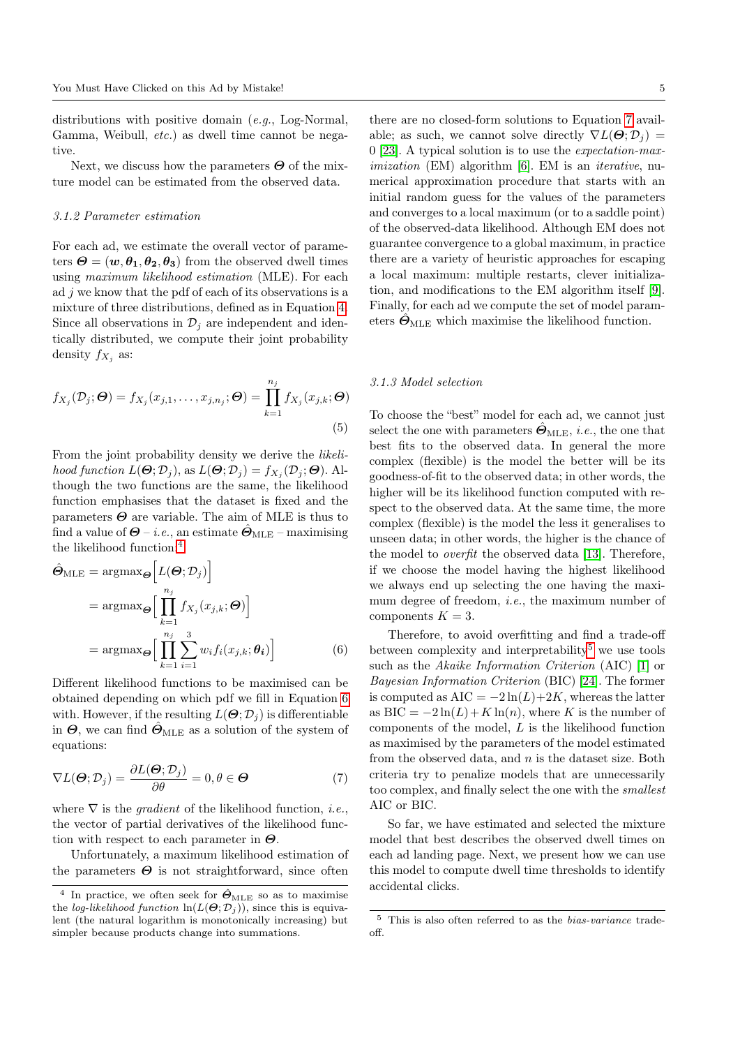distributions with positive domain (*e.g.*, Log-Normal, Gamma, Weibull, *etc.*) as dwell time cannot be negative.

Next, we discuss how the parameters $\boldsymbol{\Theta}$ of the mixture model can be estimated from the observed data.

### 3.1.2 Parameter estimation

For each ad, we estimate the overall vector of parameters $\boldsymbol{\Theta} = (\boldsymbol{w}, \boldsymbol{\theta_1}, \boldsymbol{\theta_2}, \boldsymbol{\theta_3})$ from the observed dwell times using *maximum likelihood estimation* (MLE). For each ad $j$ we know that the pdf of each of its observations is a mixture of three distributions, defined as in Equation 4. Since all observations in $\mathcal{D}_j$ are independent and identically distributed, we compute their joint probability density $f_{X_j}$ as:

$$f_{X_j}(\mathcal{D}_j; \boldsymbol{\Theta}) = f_{X_j}(x_{j,1}, \ldots, x_{j,n_j}; \boldsymbol{\Theta}) = \prod_{k=1}^{n_j} f_{X_j}(x_{j,k}; \boldsymbol{\Theta}) \tag{5}$$

From the joint probability density we derive the *likelihood function* $L(\boldsymbol{\Theta}; \mathcal{D}_j)$, as $L(\boldsymbol{\Theta}; \mathcal{D}_j) = f_{X_j}(\mathcal{D}_j; \boldsymbol{\Theta})$. Although the two functions are the same, the likelihood function emphasises that the dataset is fixed and the parameters $\boldsymbol{\Theta}$ are variable. The aim of MLE is thus to find a value of $\boldsymbol{\Theta}$ – *i.e.*, an estimate $\hat{\boldsymbol{\Theta}}_{\text{MLE}}$ – maximising the likelihood function.[4]

$$\begin{aligned}
\hat{\boldsymbol{\Theta}}_{\text{MLE}} &= \operatorname{argmax}_{\boldsymbol{\Theta}} \Big[ L(\boldsymbol{\Theta}; \mathcal{D}_j) \Big] \\
&= \operatorname{argmax}_{\boldsymbol{\Theta}} \Big[ \prod_{k=1}^{n_j} f_{X_j}(x_{j,k}; \boldsymbol{\Theta}) \Big] \\
&= \operatorname{argmax}_{\boldsymbol{\Theta}} \Big[ \prod_{k=1}^{n_j} \sum_{i=1}^{3} w_i f_i(x_{j,k}; \boldsymbol{\theta_i}) \Big]
\end{aligned} \tag{6}$$

Different likelihood functions to be maximised can be obtained depending on which pdf we fill in Equation 6 with. However, if the resulting $L(\boldsymbol{\Theta}; \mathcal{D}_j)$ is differentiable in $\boldsymbol{\Theta}$, we can find $\hat{\boldsymbol{\Theta}}_{\text{MLE}}$ as a solution of the system of equations:

$$\nabla L(\boldsymbol{\Theta}; \mathcal{D}_j) = \frac{\partial L(\boldsymbol{\Theta}; \mathcal{D}_j)}{\partial \theta} = 0, \theta \in \boldsymbol{\Theta} \tag{7}$$

where $\nabla$ is the *gradient* of the likelihood function, *i.e.*, the vector of partial derivatives of the likelihood function with respect to each parameter in $\boldsymbol{\Theta}$.

Unfortunately, a maximum likelihood estimation of the parameters $\boldsymbol{\Theta}$ is not straightforward, since often there are no closed-form solutions to Equation 7 available; as such, we cannot solve directly $\nabla L(\boldsymbol{\Theta}; \mathcal{D}_j) = 0$ [23]. A typical solution is to use the *expectation-maximization* (EM) algorithm [6]. EM is an *iterative*, numerical approximation procedure that starts with an initial random guess for the values of the parameters and converges to a local maximum (or to a saddle point) of the observed-data likelihood. Although EM does not guarantee convergence to a global maximum, in practice there are a variety of heuristic approaches for escaping a local maximum: multiple restarts, clever initialization, and modifications to the EM algorithm itself [9]. Finally, for each ad we compute the set of model parameters $\hat{\boldsymbol{\Theta}}_{\text{MLE}}$ which maximise the likelihood function.

### 3.1.3 Model selection

To choose the "best" model for each ad, we cannot just select the one with parameters $\hat{\boldsymbol{\Theta}}_{\text{MLE}}$, *i.e.*, the one that best fits to the observed data. In general the more complex (flexible) is the model the better will be its goodness-of-fit to the observed data; in other words, the higher will be its likelihood function computed with respect to the observed data. At the same time, the more complex (flexible) is the model the less it generalises to unseen data; in other words, the higher is the chance of the model to *overfit* the observed data [13]. Therefore, if we choose the model having the highest likelihood we always end up selecting the one having the maximum degree of freedom, *i.e.*, the maximum number of components $K = 3$.

Therefore, to avoid overfitting and find a trade-off between complexity and interpretability[5] we use tools such as the *Akaike Information Criterion* (AIC) [1] or *Bayesian Information Criterion* (BIC) [24]. The former is computed as $\text{AIC} = -2\ln(L) + 2K$, whereas the latter as $\text{BIC} = -2\ln(L) + K\ln(n)$, where $K$ is the number of components of the model, $L$ is the likelihood function as maximised by the parameters of the model estimated from the observed data, and $n$ is the dataset size. Both criteria try to penalize models that are unnecessarily too complex, and finally select the one with the *smallest* AIC or BIC.

So far, we have estimated and selected the mixture model that best describes the observed dwell times on each ad landing page. Next, we present how we can use this model to compute dwell time thresholds to identify accidental clicks.

---

[4] In practice, we often seek for $\hat{\boldsymbol{\Theta}}_{\text{MLE}}$ so as to maximise the *log-likelihood function* $\ln(L(\boldsymbol{\Theta}; \mathcal{D}_j))$, since this is equivalent (the natural logarithm is monotonically increasing) but simpler because products change into summations.

[5] This is also often referred to as the *bias-variance* trade-off.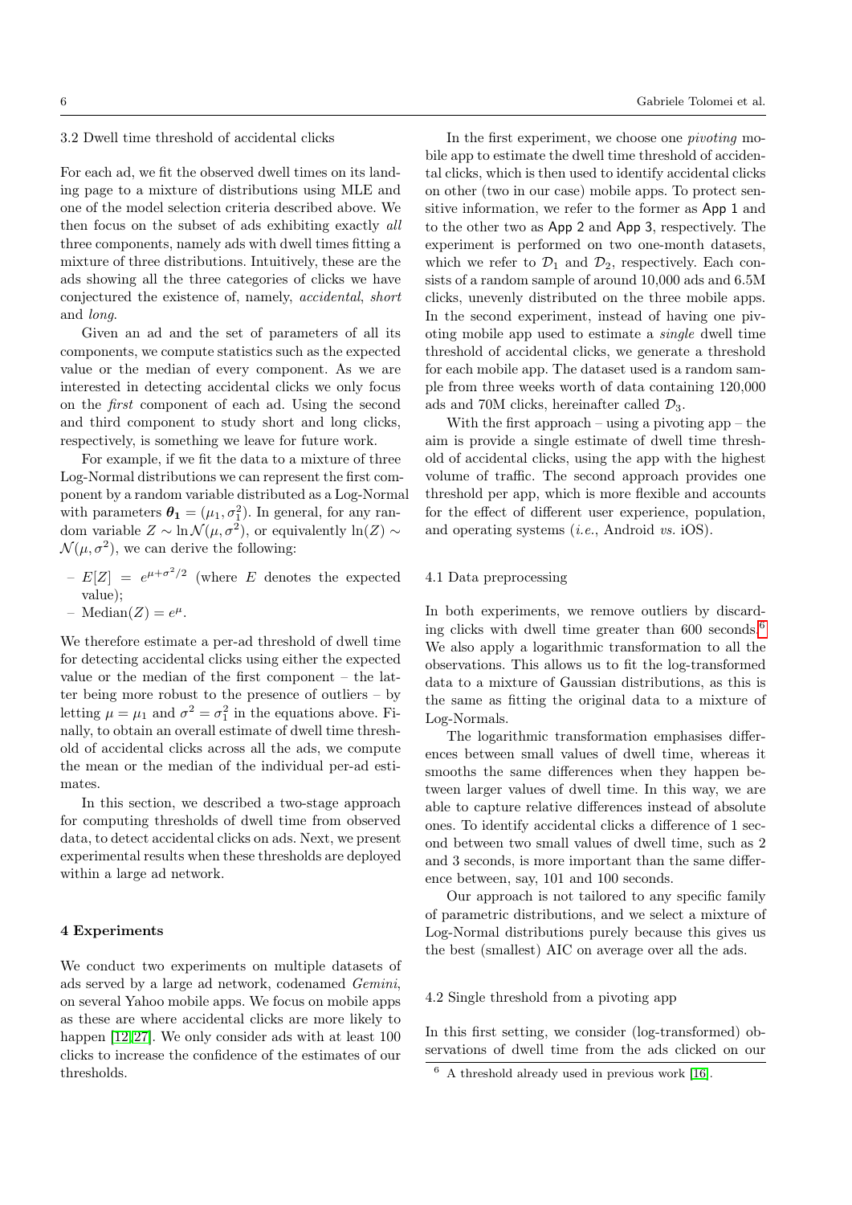### 3.2 Dwell time threshold of accidental clicks

For each ad, we fit the observed dwell times on its landing page to a mixture of distributions using MLE and one of the model selection criteria described above. We then focus on the subset of ads exhibiting exactly *all* three components, namely ads with dwell times fitting a mixture of three distributions. Intuitively, these are the ads showing all the three categories of clicks we have conjectured the existence of, namely, *accidental*, *short* and *long*.

Given an ad and the set of parameters of all its components, we compute statistics such as the expected value or the median of every component. As we are interested in detecting accidental clicks we only focus on the *first* component of each ad. Using the second and third component to study short and long clicks, respectively, is something we leave for future work.

For example, if we fit the data to a mixture of three Log-Normal distributions we can represent the first component by a random variable distributed as a Log-Normal with parameters $\boldsymbol{\theta_1} = (\mu_1, \sigma_1^2)$. In general, for any random variable $Z \sim \ln\mathcal{N}(\mu, \sigma^2)$, or equivalently $\ln(Z) \sim \mathcal{N}(\mu, \sigma^2)$, we can derive the following:

- $E[Z] = e^{\mu+\sigma^2/2}$ (where $E$ denotes the expected value);
- $\text{Median}(Z) = e^{\mu}$.

We therefore estimate a per-ad threshold of dwell time for detecting accidental clicks using either the expected value or the median of the first component – the latter being more robust to the presence of outliers – by letting $\mu = \mu_1$ and $\sigma^2 = \sigma_1^2$ in the equations above. Finally, to obtain an overall estimate of dwell time threshold of accidental clicks across all the ads, we compute the mean or the median of the individual per-ad estimates.

In this section, we described a two-stage approach for computing thresholds of dwell time from observed data, to detect accidental clicks on ads. Next, we present experimental results when these thresholds are deployed within a large ad network.

## 4 Experiments

We conduct two experiments on multiple datasets of ads served by a large ad network, codenamed *Gemini*, on several Yahoo mobile apps. We focus on mobile apps as these are where accidental clicks are more likely to happen [12,27]. We only consider ads with at least 100 clicks to increase the confidence of the estimates of our thresholds.

In the first experiment, we choose one *pivoting* mobile app to estimate the dwell time threshold of accidental clicks, which is then used to identify accidental clicks on other (two in our case) mobile apps. To protect sensitive information, we refer to the former as App 1 and to the other two as App 2 and App 3, respectively. The experiment is performed on two one-month datasets, which we refer to $\mathcal{D}_1$ and $\mathcal{D}_2$, respectively. Each consists of a random sample of around 10,000 ads and 6.5M clicks, unevenly distributed on the three mobile apps. In the second experiment, instead of having one pivoting mobile app used to estimate a *single* dwell time threshold of accidental clicks, we generate a threshold for each mobile app. The dataset used is a random sample from three weeks worth of data containing 120,000 ads and 70M clicks, hereinafter called $\mathcal{D}_3$.

With the first approach – using a pivoting app – the aim is provide a single estimate of dwell time threshold of accidental clicks, using the app with the highest volume of traffic. The second approach provides one threshold per app, which is more flexible and accounts for the effect of different user experience, population, and operating systems (*i.e.*, Android *vs.* iOS).

### 4.1 Data preprocessing

In both experiments, we remove outliers by discarding clicks with dwell time greater than 600 seconds.[6] We also apply a logarithmic transformation to all the observations. This allows us to fit the log-transformed data to a mixture of Gaussian distributions, as this is the same as fitting the original data to a mixture of Log-Normals.

The logarithmic transformation emphasises differences between small values of dwell time, whereas it smooths the same differences when they happen between larger values of dwell time. In this way, we are able to capture relative differences instead of absolute ones. To identify accidental clicks a difference of 1 second between two small values of dwell time, such as 2 and 3 seconds, is more important than the same difference between, say, 101 and 100 seconds.

Our approach is not tailored to any specific family of parametric distributions, and we select a mixture of Log-Normal distributions purely because this gives us the best (smallest) AIC on average over all the ads.

### 4.2 Single threshold from a pivoting app

In this first setting, we consider (log-transformed) observations of dwell time from the ads clicked on our

[6] A threshold already used in previous work [16].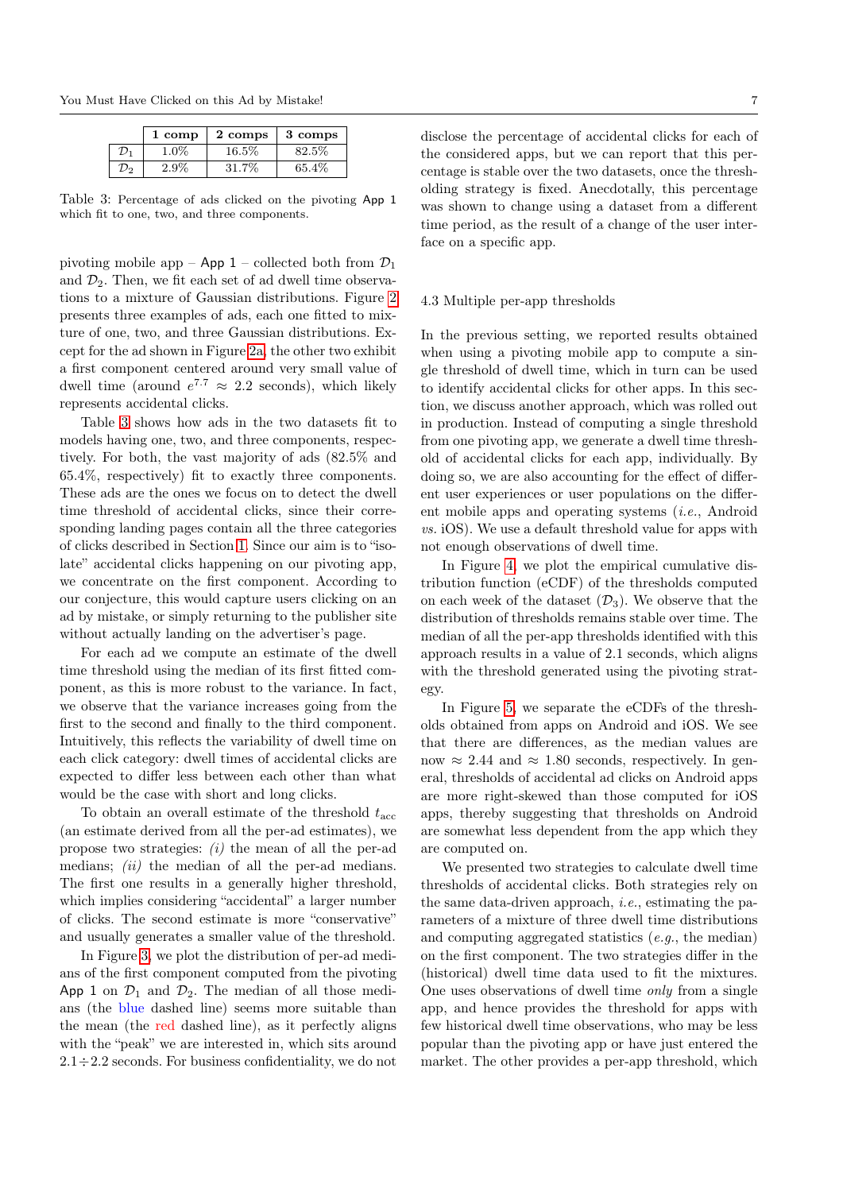|  | 1 comp | 2 comps | 3 comps |
| --- | --- | --- | --- |
| $\mathcal{D}_1$ | 1.0% | 16.5% | 82.5% |
| $\mathcal{D}_2$ | 2.9% | 31.7% | 65.4% |

Table 3: Percentage of ads clicked on the pivoting App 1 which fit to one, two, and three components.

pivoting mobile app – App 1 – collected both from $\mathcal{D}_1$ and $\mathcal{D}_2$. Then, we fit each set of ad dwell time observations to a mixture of Gaussian distributions. Figure 2 presents three examples of ads, each one fitted to mixture of one, two, and three Gaussian distributions. Except for the ad shown in Figure 2a, the other two exhibit a first component centered around very small value of dwell time (around $e^{7.7} \approx 2.2$ seconds), which likely represents accidental clicks.

Table 3 shows how ads in the two datasets fit to models having one, two, and three components, respectively. For both, the vast majority of ads (82.5% and 65.4%, respectively) fit to exactly three components. These ads are the ones we focus on to detect the dwell time threshold of accidental clicks, since their corresponding landing pages contain all the three categories of clicks described in Section 1. Since our aim is to "isolate" accidental clicks happening on our pivoting app, we concentrate on the first component. According to our conjecture, this would capture users clicking on an ad by mistake, or simply returning to the publisher site without actually landing on the advertiser's page.

For each ad we compute an estimate of the dwell time threshold using the median of its first fitted component, as this is more robust to the variance. In fact, we observe that the variance increases going from the first to the second and finally to the third component. Intuitively, this reflects the variability of dwell time on each click category: dwell times of accidental clicks are expected to differ less between each other than what would be the case with short and long clicks.

To obtain an overall estimate of the threshold $t_{\text{acc}}$ (an estimate derived from all the per-ad estimates), we propose two strategies: *(i)* the mean of all the per-ad medians; *(ii)* the median of all the per-ad medians. The first one results in a generally higher threshold, which implies considering "accidental" a larger number of clicks. The second estimate is more "conservative" and usually generates a smaller value of the threshold.

In Figure 3, we plot the distribution of per-ad medians of the first component computed from the pivoting App 1 on $\mathcal{D}_1$ and $\mathcal{D}_2$. The median of all those medians (the blue dashed line) seems more suitable than the mean (the red dashed line), as it perfectly aligns with the "peak" we are interested in, which sits around $2.1 \div 2.2$ seconds. For business confidentiality, we do not disclose the percentage of accidental clicks for each of the considered apps, but we can report that this percentage is stable over the two datasets, once the thresholding strategy is fixed. Anecdotally, this percentage was shown to change using a dataset from a different time period, as the result of a change of the user interface on a specific app.

### 4.3 Multiple per-app thresholds

In the previous setting, we reported results obtained when using a pivoting mobile app to compute a single threshold of dwell time, which in turn can be used to identify accidental clicks for other apps. In this section, we discuss another approach, which was rolled out in production. Instead of computing a single threshold from one pivoting app, we generate a dwell time threshold of accidental clicks for each app, individually. By doing so, we are also accounting for the effect of different user experiences or user populations on the different mobile apps and operating systems (*i.e.*, Android *vs.* iOS). We use a default threshold value for apps with not enough observations of dwell time.

In Figure 4, we plot the empirical cumulative distribution function (eCDF) of the thresholds computed on each week of the dataset ($\mathcal{D}_3$). We observe that the distribution of thresholds remains stable over time. The median of all the per-app thresholds identified with this approach results in a value of 2.1 seconds, which aligns with the threshold generated using the pivoting strategy.

In Figure 5, we separate the eCDFs of the thresholds obtained from apps on Android and iOS. We see that there are differences, as the median values are now $\approx 2.44$ and $\approx 1.80$ seconds, respectively. In general, thresholds of accidental ad clicks on Android apps are more right-skewed than those computed for iOS apps, thereby suggesting that thresholds on Android are somewhat less dependent from the app which they are computed on.

We presented two strategies to calculate dwell time thresholds of accidental clicks. Both strategies rely on the same data-driven approach, *i.e.*, estimating the parameters of a mixture of three dwell time distributions and computing aggregated statistics (*e.g.*, the median) on the first component. The two strategies differ in the (historical) dwell time data used to fit the mixtures. One uses observations of dwell time *only* from a single app, and hence provides the threshold for apps with few historical dwell time observations, who may be less popular than the pivoting app or have just entered the market. The other provides a per-app threshold, which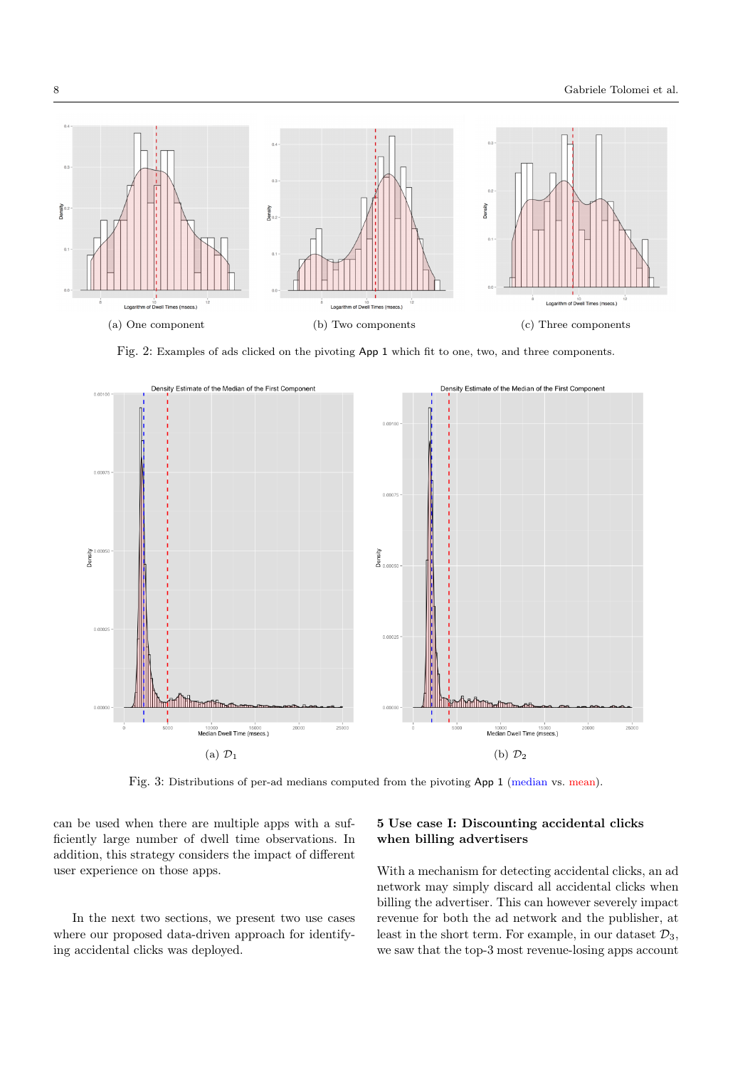(a) One component

(b) Two components

(c) Three components

Fig. 2: Examples of ads clicked on the pivoting App 1 which fit to one, two, and three components.

(a) $\mathcal{D}_1$

(b) $\mathcal{D}_2$

Fig. 3: Distributions of per-ad medians computed from the pivoting App 1 (median vs. mean).

can be used when there are multiple apps with a sufficiently large number of dwell time observations. In addition, this strategy considers the impact of different user experience on those apps.

In the next two sections, we present two use cases where our proposed data-driven approach for identifying accidental clicks was deployed.

## 5 Use case I: Discounting accidental clicks when billing advertisers

With a mechanism for detecting accidental clicks, an ad network may simply discard all accidental clicks when billing the advertiser. This can however severely impact revenue for both the ad network and the publisher, at least in the short term. For example, in our dataset $\mathcal{D}_3$, we saw that the top-3 most revenue-losing apps account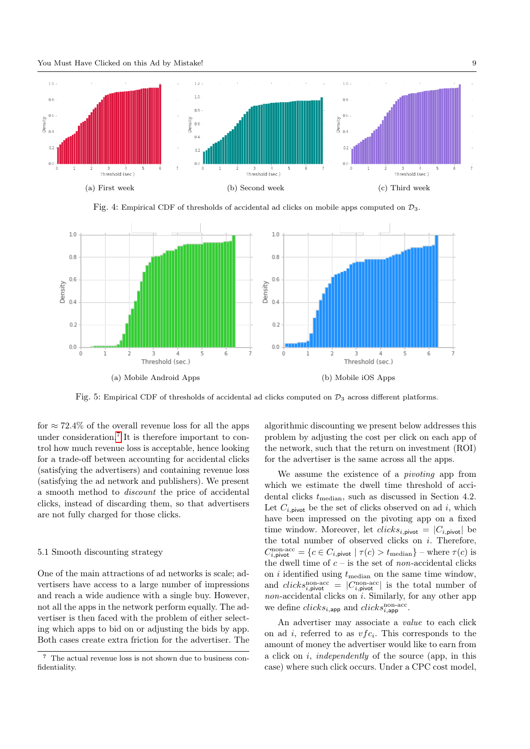(a) First week

(b) Second week

(c) Third week

Fig. 4: Empirical CDF of thresholds of accidental ad clicks on mobile apps computed on $\mathcal{D}_3$.

(a) Mobile Android Apps

(b) Mobile iOS Apps

Fig. 5: Empirical CDF of thresholds of accidental ad clicks computed on $\mathcal{D}_3$ across different platforms.

for $\approx 72.4\%$ of the overall revenue loss for all the apps under consideration.[7] It is therefore important to control how much revenue loss is acceptable, hence looking for a trade-off between accounting for accidental clicks (satisfying the advertisers) and containing revenue loss (satisfying the ad network and publishers). We present a smooth method to *discount* the price of accidental clicks, instead of discarding them, so that advertisers are not fully charged for those clicks.

### 5.1 Smooth discounting strategy

One of the main attractions of ad networks is scale; advertisers have access to a large number of impressions and reach a wide audience with a single buy. However, not all the apps in the network perform equally. The advertiser is then faced with the problem of either selecting which apps to bid on or adjusting the bids by app. Both cases create extra friction for the advertiser. The algorithmic discounting we present below addresses this problem by adjusting the cost per click on each app of the network, such that the return on investment (ROI) for the advertiser is the same across all the apps.

We assume the existence of a *pivoting* app from which we estimate the dwell time threshold of accidental clicks $t_{\text{median}}$, such as discussed in Section 4.2. Let $C_{i,\mathsf{pivot}}$ be the set of clicks observed on ad $i$, which have been impressed on the pivoting app on a fixed time window. Moreover, let $clicks_{i,\mathsf{pivot}} = |C_{i,\mathsf{pivot}}|$ be the total number of observed clicks on $i$. Therefore, $C^{\text{non-acc}}_{i,\mathsf{pivot}} = \{c \in C_{i,\mathsf{pivot}} \mid \tau(c) > t_{\text{median}}\}$ – where $\tau(c)$ is the dwell time of $c$ – is the set of *non*-accidental clicks on $i$ identified using $t_{\text{median}}$ on the same time window, and $clicks^{\text{non-acc}}_{i,\mathsf{pivot}} = |C^{\text{non-acc}}_{i,\mathsf{pivot}}|$ is the total number of *non*-accidental clicks on $i$. Similarly, for any other app we define $clicks_{i,\mathsf{app}}$ and $clicks^{\text{non-acc}}_{i,\mathsf{app}}$.

An advertiser may associate a *value* to each click on ad $i$, referred to as $vfc_i$. This corresponds to the amount of money the advertiser would like to earn from a click on $i$, *independently* of the source (app, in this case) where such click occurs. Under a CPC cost model,

[7] The actual revenue loss is not shown due to business confidentiality.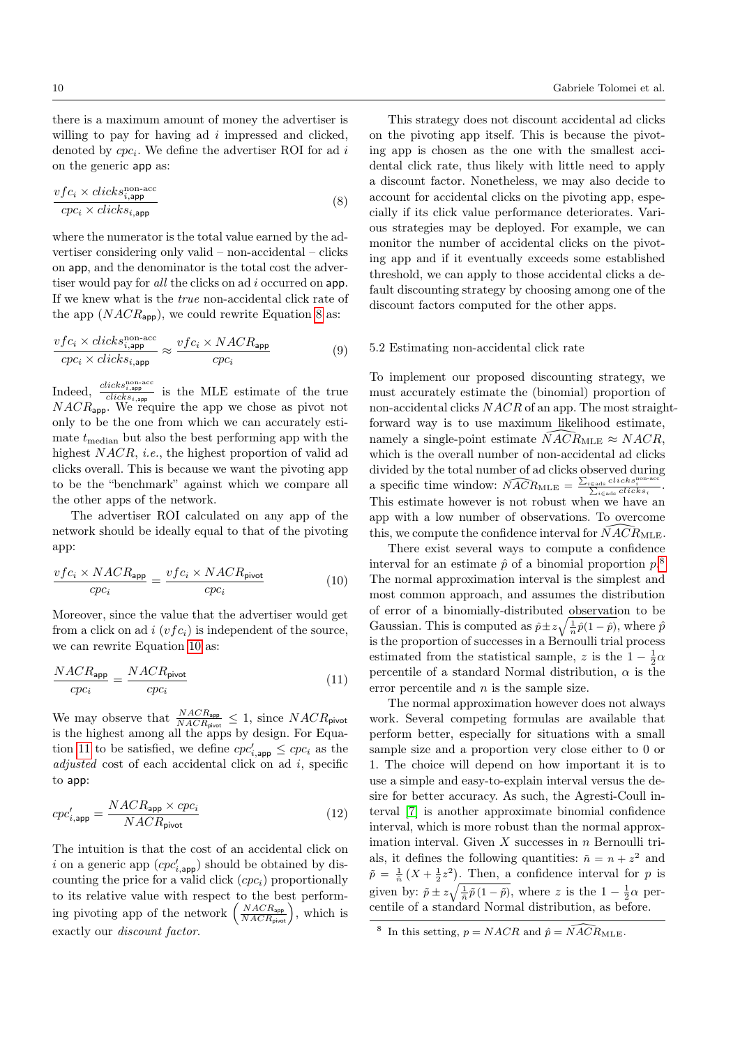there is a maximum amount of money the advertiser is willing to pay for having ad $i$ impressed and clicked, denoted by $cpc_i$. We define the advertiser ROI for ad $i$ on the generic $\mathsf{app}$ as:

$$\frac{vfc_i \times clicks_{i,\mathsf{app}}^{\text{non-acc}}}{cpc_i \times clicks_{i,\mathsf{app}}} \tag{8}$$

where the numerator is the total value earned by the advertiser considering only valid – non-accidental – clicks on $\mathsf{app}$, and the denominator is the total cost the advertiser would pay for *all* the clicks on ad $i$ occurred on $\mathsf{app}$. If we knew what is the *true* non-accidental click rate of the app ($NACR_{\mathsf{app}}$), we could rewrite Equation 8 as:

$$\frac{vfc_i \times clicks_{i,\mathsf{app}}^{\text{non-acc}}}{cpc_i \times clicks_{i,\mathsf{app}}} \approx \frac{vfc_i \times NACR_{\mathsf{app}}}{cpc_i} \tag{9}$$

Indeed, $\frac{clicks_{i,\mathsf{app}}^{\text{non-acc}}}{clicks_{i,\mathsf{app}}}$ is the MLE estimate of the true $NACR_{\mathsf{app}}$. We require the app we chose as pivot not only to be the one from which we can accurately estimate $t_{\text{median}}$ but also the best performing app with the highest $NACR$, *i.e.*, the highest proportion of valid ad clicks overall. This is because we want the pivoting app to be the "benchmark" against which we compare all the other apps of the network.

The advertiser ROI calculated on any app of the network should be ideally equal to that of the pivoting app:

$$\frac{vfc_i \times NACR_{\mathsf{app}}}{cpc_i} = \frac{vfc_i \times NACR_{\mathsf{pivot}}}{cpc_i} \tag{10}$$

Moreover, since the value that the advertiser would get from a click on ad $i$ ($vfc_i$) is independent of the source, we can rewrite Equation 10 as:

$$\frac{NACR_{\mathsf{app}}}{cpc_i} = \frac{NACR_{\mathsf{pivot}}}{cpc_i} \tag{11}$$

We may observe that $\frac{NACR_{\mathsf{app}}}{NACR_{\mathsf{pivot}}} \leq 1$, since $NACR_{\mathsf{pivot}}$ is the highest among all the apps by design. For Equation 11 to be satisfied, we define $cpc'_{i,\mathsf{app}} \leq cpc_i$ as the *adjusted* cost of each accidental click on ad $i$, specific to $\mathsf{app}$:

$$cpc'_{i,\mathsf{app}} = \frac{NACR_{\mathsf{app}} \times cpc_i}{NACR_{\mathsf{pivot}}} \tag{12}$$

The intuition is that the cost of an accidental click on $i$ on a generic app ($cpc'_{i,\mathsf{app}}$) should be obtained by discounting the price for a valid click ($cpc_i$) proportionally to its relative value with respect to the best performing pivoting app of the network $\left(\frac{NACR_{\mathsf{app}}}{NACR_{\mathsf{pivot}}}\right)$, which is exactly our *discount factor*.

This strategy does not discount accidental ad clicks on the pivoting app itself. This is because the pivoting app is chosen as the one with the smallest accidental click rate, thus likely with little need to apply a discount factor. Nonetheless, we may also decide to account for accidental clicks on the pivoting app, especially if its click value performance deteriorates. Various strategies may be deployed. For example, we can monitor the number of accidental clicks on the pivoting app and if it eventually exceeds some established threshold, we can apply to those accidental clicks a default discounting strategy by choosing among one of the discount factors computed for the other apps.

### 5.2 Estimating non-accidental click rate

To implement our proposed discounting strategy, we must accurately estimate the (binomial) proportion of non-accidental clicks $NACR$ of an app. The most straightforward way is to use maximum likelihood estimate, namely a single-point estimate $\widehat{NACR}_{\text{MLE}} \approx NACR$, which is the overall number of non-accidental ad clicks divided by the total number of ad clicks observed during a specific time window: $\widehat{NACR}_{\text{MLE}} = \frac{\sum_{i \in \text{ads}} clicks_i^{\text{non-acc}}}{\sum_{i \in \text{ads}} clicks_i}$. This estimate however is not robust when we have an app with a low number of observations. To overcome this, we compute the confidence interval for $\widehat{NACR}_{\text{MLE}}$.

There exist several ways to compute a confidence interval for an estimate $\hat{p}$ of a binomial proportion $p$.[8] The normal approximation interval is the simplest and most common approach, and assumes the distribution of error of a binomially-distributed observation to be Gaussian. This is computed as $\hat{p} \pm z\sqrt{\frac{1}{n}\hat{p}(1-\hat{p})}$, where $\hat{p}$ is the proportion of successes in a Bernoulli trial process estimated from the statistical sample, $z$ is the $1 - \frac{1}{2}\alpha$ percentile of a standard Normal distribution, $\alpha$ is the error percentile and $n$ is the sample size.

The normal approximation however does not always work. Several competing formulas are available that perform better, especially for situations with a small sample size and a proportion very close either to 0 or 1. The choice will depend on how important it is to use a simple and easy-to-explain interval versus the desire for better accuracy. As such, the Agresti-Coull interval [7] is another approximate binomial confidence interval, which is more robust than the normal approximation interval. Given $X$ successes in $n$ Bernoulli trials, it defines the following quantities: $\tilde{n} = n + z^2$ and $\tilde{p} = \frac{1}{\tilde{n}}\left(X + \frac{1}{2}z^2\right)$. Then, a confidence interval for $p$ is given by: $\tilde{p} \pm z\sqrt{\frac{1}{\tilde{n}}\tilde{p}\left(1 - \tilde{p}\right)}$, where $z$ is the $1 - \frac{1}{2}\alpha$ percentile of a standard Normal distribution, as before.

[8] In this setting, $p = NACR$ and $\hat{p} = \widehat{NACR}_{\text{MLE}}$.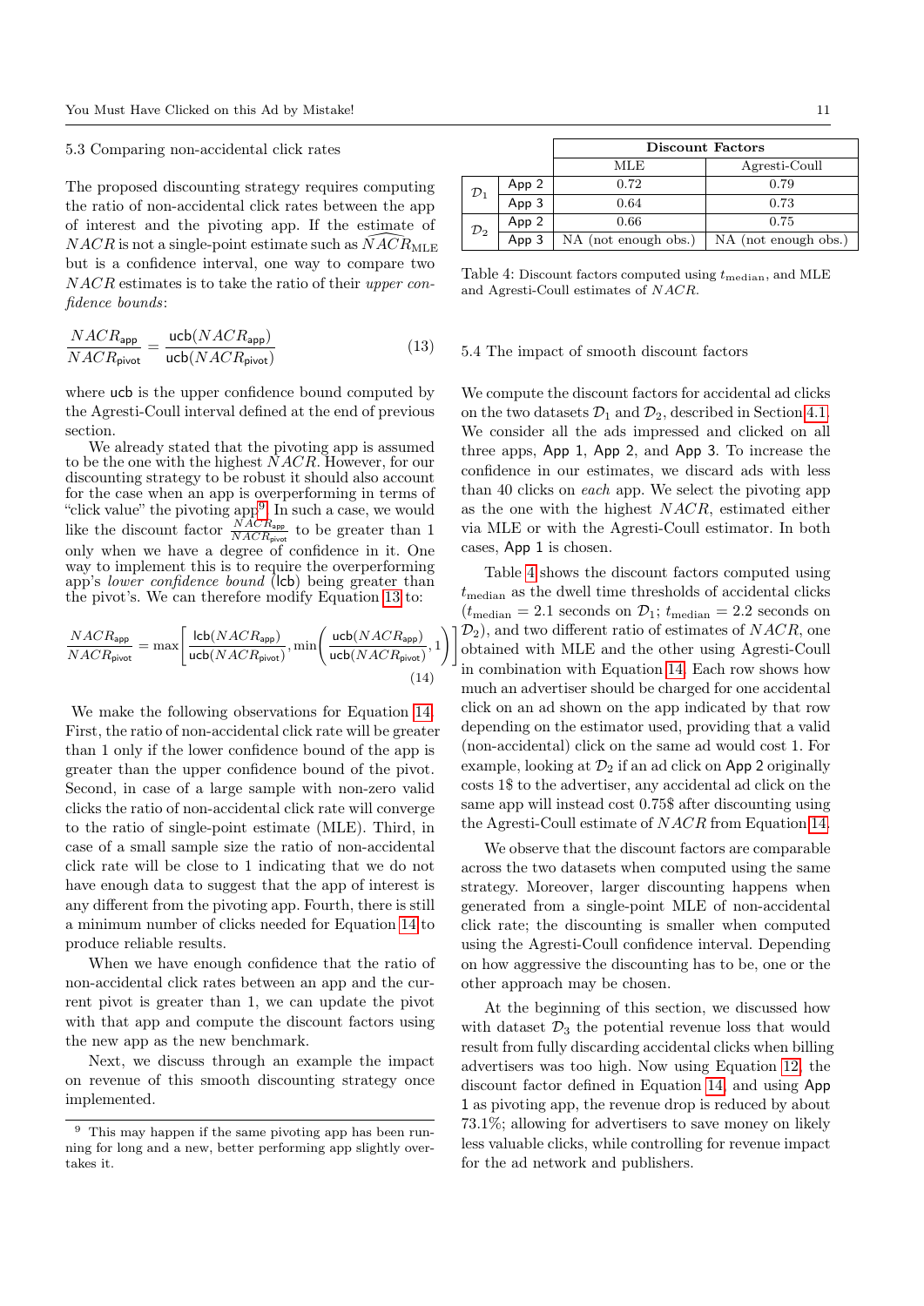### 5.3 Comparing non-accidental click rates

The proposed discounting strategy requires computing the ratio of non-accidental click rates between the app of interest and the pivoting app. If the estimate of $NACR$ is not a single-point estimate such as $\widehat{NACR}_{\text{MLE}}$ but is a confidence interval, one way to compare two $NACR$ estimates is to take the ratio of their *upper confidence bounds*:

$$\frac{NACR_{\mathsf{app}}}{NACR_{\mathsf{pivot}}} = \frac{\mathsf{ucb}(NACR_{\mathsf{app}})}{\mathsf{ucb}(NACR_{\mathsf{pivot}})} \tag{13}$$

where ucb is the upper confidence bound computed by the Agresti-Coull interval defined at the end of previous section.

We already stated that the pivoting app is assumed to be the one with the highest $NACR$. However, for our discounting strategy to be robust it should also account for the case when an app is overperforming in terms of "click value" the pivoting app[9]. In such a case, we would like the discount factor $\frac{NACR_{\mathsf{app}}}{NACR_{\mathsf{pivot}}}$ to be greater than 1 only when we have a degree of confidence in it. One way to implement this is to require the overperforming app's *lower confidence bound* (lcb) being greater than the pivot's. We can therefore modify Equation 13 to:

$$\frac{NACR_{\mathsf{app}}}{NACR_{\mathsf{pivot}}} = \max\left[\frac{\mathsf{lcb}(NACR_{\mathsf{app}})}{\mathsf{ucb}(NACR_{\mathsf{pivot}})}, \min\left(\frac{\mathsf{ucb}(NACR_{\mathsf{app}})}{\mathsf{ucb}(NACR_{\mathsf{pivot}})}, 1\right)\right] \tag{14}$$

We make the following observations for Equation 14. First, the ratio of non-accidental click rate will be greater than 1 only if the lower confidence bound of the app is greater than the upper confidence bound of the pivot. Second, in case of a large sample with non-zero valid clicks the ratio of non-accidental click rate will converge to the ratio of single-point estimate (MLE). Third, in case of a small sample size the ratio of non-accidental click rate will be close to 1 indicating that we do not have enough data to suggest that the app of interest is any different from the pivoting app. Fourth, there is still a minimum number of clicks needed for Equation 14 to produce reliable results.

When we have enough confidence that the ratio of non-accidental click rates between an app and the current pivot is greater than 1, we can update the pivot with that app and compute the discount factors using the new app as the new benchmark.

Next, we discuss through an example the impact on revenue of this smooth discounting strategy once implemented.

[9] This may happen if the same pivoting app has been running for long and a new, better performing app slightly overtakes it.

| | | Discount Factors | |
|---|---|---|---|
| | | MLE | Agresti-Coull |
| $\mathcal{D}_1$ | App 2 | 0.72 | 0.79 |
| | App 3 | 0.64 | 0.73 |
| $\mathcal{D}_2$ | App 2 | 0.66 | 0.75 |
| | App 3 | NA (not enough obs.) | NA (not enough obs.) |

Table 4: Discount factors computed using $t_{\text{median}}$, and MLE and Agresti-Coull estimates of $NACR$.

### 5.4 The impact of smooth discount factors

We compute the discount factors for accidental ad clicks on the two datasets $\mathcal{D}_1$ and $\mathcal{D}_2$, described in Section 4.1. We consider all the ads impressed and clicked on all three apps, App 1, App 2, and App 3. To increase the confidence in our estimates, we discard ads with less than 40 clicks on *each* app. We select the pivoting app as the one with the highest $NACR$, estimated either via MLE or with the Agresti-Coull estimator. In both cases, App 1 is chosen.

Table 4 shows the discount factors computed using $t_{\text{median}}$ as the dwell time thresholds of accidental clicks ($t_{\text{median}} = 2.1$ seconds on $\mathcal{D}_1$; $t_{\text{median}} = 2.2$ seconds on $\mathcal{D}_2$), and two different ratio of estimates of $NACR$, one obtained with MLE and the other using Agresti-Coull in combination with Equation 14. Each row shows how much an advertiser should be charged for one accidental click on an ad shown on the app indicated by that row depending on the estimator used, providing that a valid (non-accidental) click on the same ad would cost 1. For example, looking at $\mathcal{D}_2$ if an ad click on App 2 originally costs 1$ to the advertiser, any accidental ad click on the same app will instead cost 0.75$ after discounting using the Agresti-Coull estimate of $NACR$ from Equation 14.

We observe that the discount factors are comparable across the two datasets when computed using the same strategy. Moreover, larger discounting happens when generated from a single-point MLE of non-accidental click rate; the discounting is smaller when computed using the Agresti-Coull confidence interval. Depending on how aggressive the discounting has to be, one or the other approach may be chosen.

At the beginning of this section, we discussed how with dataset $\mathcal{D}_3$ the potential revenue loss that would result from fully discarding accidental clicks when billing advertisers was too high. Now using Equation 12, the discount factor defined in Equation 14, and using App 1 as pivoting app, the revenue drop is reduced by about 73.1%; allowing for advertisers to save money on likely less valuable clicks, while controlling for revenue impact for the ad network and publishers.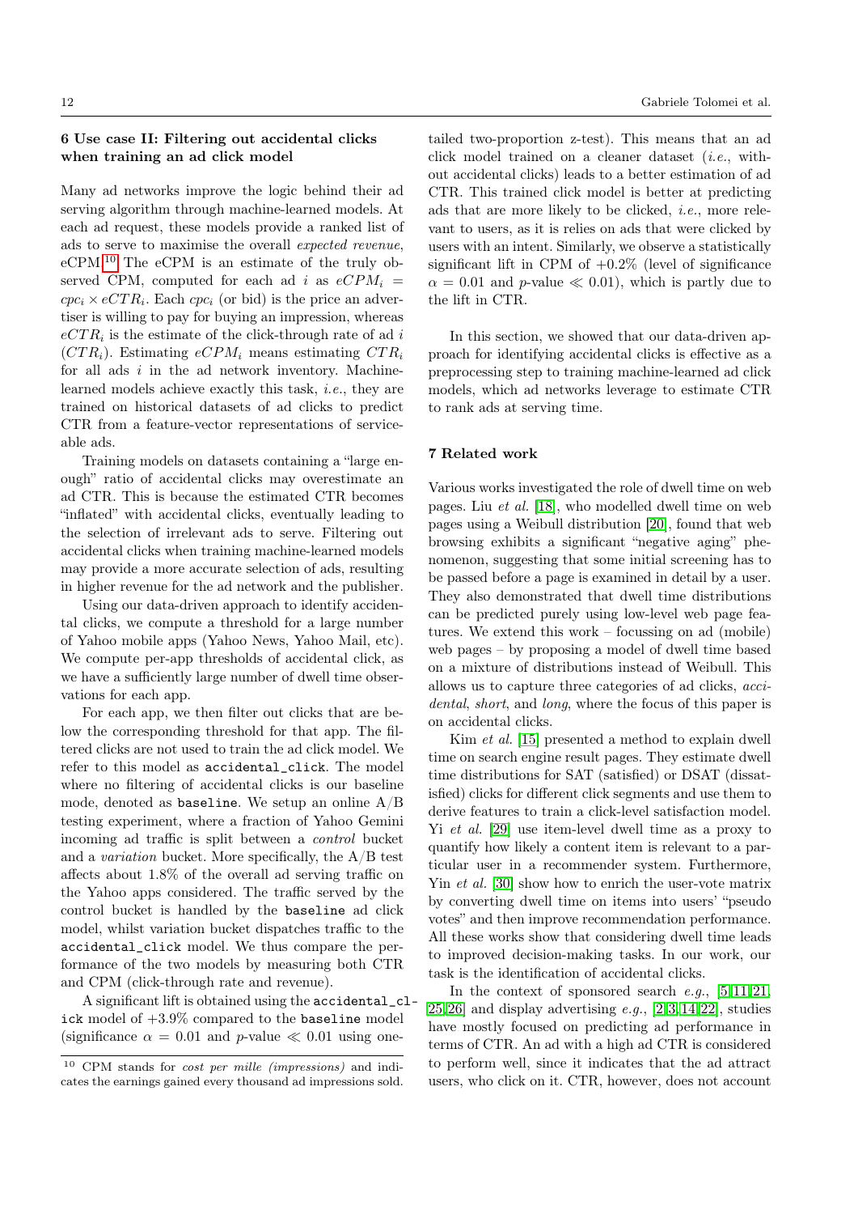## 6 Use case II: Filtering out accidental clicks when training an ad click model

Many ad networks improve the logic behind their ad serving algorithm through machine-learned models. At each ad request, these models provide a ranked list of ads to serve to maximise the overall *expected revenue*, eCPM.[10] The eCPM is an estimate of the truly observed CPM, computed for each ad $i$ as $eCPM_i = cpc_i \times eCTR_i$. Each $cpc_i$ (or bid) is the price an advertiser is willing to pay for buying an impression, whereas $eCTR_i$ is the estimate of the click-through rate of ad $i$ ($CTR_i$). Estimating $eCPM_i$ means estimating $CTR_i$ for all ads $i$ in the ad network inventory. Machine-learned models achieve exactly this task, *i.e.*, they are trained on historical datasets of ad clicks to predict CTR from a feature-vector representations of serviceable ads.

Training models on datasets containing a "large enough" ratio of accidental clicks may overestimate an ad CTR. This is because the estimated CTR becomes "inflated" with accidental clicks, eventually leading to the selection of irrelevant ads to serve. Filtering out accidental clicks when training machine-learned models may provide a more accurate selection of ads, resulting in higher revenue for the ad network and the publisher.

Using our data-driven approach to identify accidental clicks, we compute a threshold for a large number of Yahoo mobile apps (Yahoo News, Yahoo Mail, etc). We compute per-app thresholds of accidental click, as we have a sufficiently large number of dwell time observations for each app.

For each app, we then filter out clicks that are below the corresponding threshold for that app. The filtered clicks are not used to train the ad click model. We refer to this model as `accidental_click`. The model where no filtering of accidental clicks is our baseline mode, denoted as `baseline`. We setup an online A/B testing experiment, where a fraction of Yahoo Gemini incoming ad traffic is split between a *control* bucket and a *variation* bucket. More specifically, the A/B test affects about 1.8% of the overall ad serving traffic on the Yahoo apps considered. The traffic served by the control bucket is handled by the `baseline` ad click model, whilst variation bucket dispatches traffic to the `accidental_click` model. We thus compare the performance of the two models by measuring both CTR and CPM (click-through rate and revenue).

A significant lift is obtained using the `accidental_click` model of +3.9% compared to the `baseline` model (significance $\alpha = 0.01$ and $p$-value $\ll 0.01$ using one-tailed two-proportion z-test). This means that an ad click model trained on a cleaner dataset (*i.e.*, without accidental clicks) leads to a better estimation of ad CTR. This trained click model is better at predicting ads that are more likely to be clicked, *i.e.*, more relevant to users, as it is relies on ads that were clicked by users with an intent. Similarly, we observe a statistically significant lift in CPM of +0.2% (level of significance $\alpha = 0.01$ and $p$-value $\ll 0.01$), which is partly due to the lift in CTR.

In this section, we showed that our data-driven approach for identifying accidental clicks is effective as a preprocessing step to training machine-learned ad click models, which ad networks leverage to estimate CTR to rank ads at serving time.

## 7 Related work

Various works investigated the role of dwell time on web pages. Liu *et al.* [18], who modelled dwell time on web pages using a Weibull distribution [20], found that web browsing exhibits a significant "negative aging" phenomenon, suggesting that some initial screening has to be passed before a page is examined in detail by a user. They also demonstrated that dwell time distributions can be predicted purely using low-level web page features. We extend this work – focussing on ad (mobile) web pages – by proposing a model of dwell time based on a mixture of distributions instead of Weibull. This allows us to capture three categories of ad clicks, *accidental*, *short*, and *long*, where the focus of this paper is on accidental clicks.

Kim *et al.* [15] presented a method to explain dwell time on search engine result pages. They estimate dwell time distributions for SAT (satisfied) or DSAT (dissatisfied) clicks for different click segments and use them to derive features to train a click-level satisfaction model. Yi *et al.* [29] use item-level dwell time as a proxy to quantify how likely a content item is relevant to a particular user in a recommender system. Furthermore, Yin *et al.* [30] show how to enrich the user-vote matrix by converting dwell time on items into users' "pseudo votes" and then improve recommendation performance. All these works show that considering dwell time leads to improved decision-making tasks. In our work, our task is the identification of accidental clicks.

In the context of sponsored search *e.g.*, [5,11,21,25,26] and display advertising *e.g.*, [2,3,14,22], studies have mostly focused on predicting ad performance in terms of CTR. An ad with a high ad CTR is considered to perform well, since it indicates that the ad attract users, who click on it. CTR, however, does not account

[10] CPM stands for *cost per mille (impressions)* and indicates the earnings gained every thousand ad impressions sold.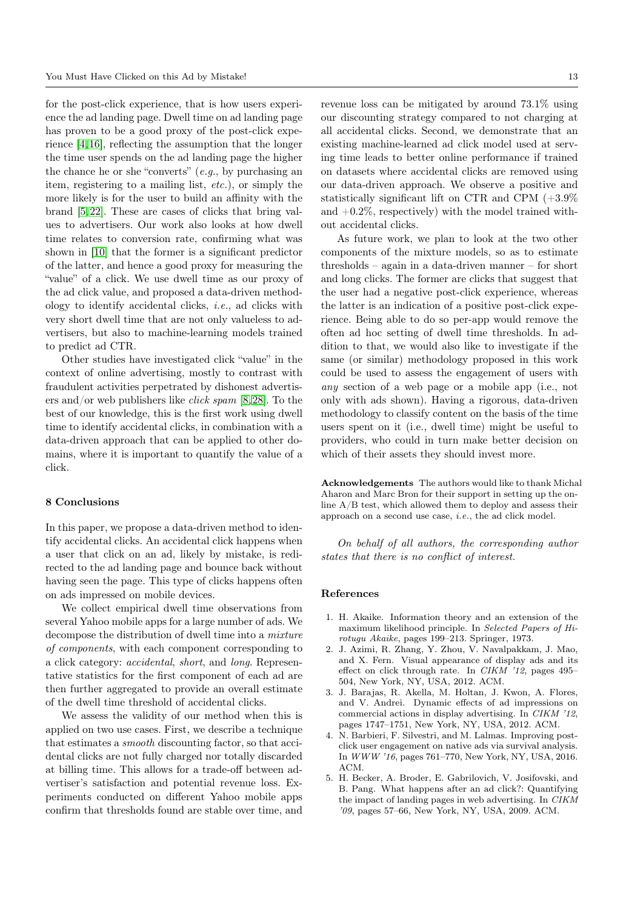for the post-click experience, that is how users experience the ad landing page. Dwell time on ad landing page has proven to be a good proxy of the post-click experience [4,16], reflecting the assumption that the longer the time user spends on the ad landing page the higher the chance he or she "converts" (*e.g.*, by purchasing an item, registering to a mailing list, *etc.*), or simply the more likely is for the user to build an affinity with the brand [5,22]. These are cases of clicks that bring values to advertisers. Our work also looks at how dwell time relates to conversion rate, confirming what was shown in [10] that the former is a significant predictor of the latter, and hence a good proxy for measuring the "value" of a click. We use dwell time as our proxy of the ad click value, and proposed a data-driven methodology to identify accidental clicks, *i.e.*, ad clicks with very short dwell time that are not only valueless to advertisers, but also to machine-learning models trained to predict ad CTR.

Other studies have investigated click "value" in the context of online advertising, mostly to contrast with fraudulent activities perpetrated by dishonest advertisers and/or web publishers like *click spam* [8,28]. To the best of our knowledge, this is the first work using dwell time to identify accidental clicks, in combination with a data-driven approach that can be applied to other domains, where it is important to quantify the value of a click.

## 8 Conclusions

In this paper, we propose a data-driven method to identify accidental clicks. An accidental click happens when a user that click on an ad, likely by mistake, is redirected to the ad landing page and bounce back without having seen the page. This type of clicks happens often on ads impressed on mobile devices.

We collect empirical dwell time observations from several Yahoo mobile apps for a large number of ads. We decompose the distribution of dwell time into a *mixture of components*, with each component corresponding to a click category: *accidental*, *short*, and *long*. Representative statistics for the first component of each ad are then further aggregated to provide an overall estimate of the dwell time threshold of accidental clicks.

We assess the validity of our method when this is applied on two use cases. First, we describe a technique that estimates a *smooth* discounting factor, so that accidental clicks are not fully charged nor totally discarded at billing time. This allows for a trade-off between advertiser's satisfaction and potential revenue loss. Experiments conducted on different Yahoo mobile apps confirm that thresholds found are stable over time, and revenue loss can be mitigated by around 73.1% using our discounting strategy compared to not charging at all accidental clicks. Second, we demonstrate that an existing machine-learned ad click model used at serving time leads to better online performance if trained on datasets where accidental clicks are removed using our data-driven approach. We observe a positive and statistically significant lift on CTR and CPM (+3.9% and +0.2%, respectively) with the model trained without accidental clicks.

As future work, we plan to look at the two other components of the mixture models, so as to estimate thresholds – again in a data-driven manner – for short and long clicks. The former are clicks that suggest that the user had a negative post-click experience, whereas the latter is an indication of a positive post-click experience. Being able to do so per-app would remove the often ad hoc setting of dwell time thresholds. In addition to that, we would also like to investigate if the same (or similar) methodology proposed in this work could be used to assess the engagement of users with *any* section of a web page or a mobile app (i.e., not only with ads shown). Having a rigorous, data-driven methodology to classify content on the basis of the time users spent on it (i.e., dwell time) might be useful to providers, who could in turn make better decision on which of their assets they should invest more.

**Acknowledgements** The authors would like to thank Michal Aharon and Marc Bron for their support in setting up the online A/B test, which allowed them to deploy and assess their approach on a second use case, *i.e.*, the ad click model.

*On behalf of all authors, the corresponding author states that there is no conflict of interest.*

## References

1. H. Akaike. Information theory and an extension of the maximum likelihood principle. In *Selected Papers of Hirotugu Akaike*, pages 199–213. Springer, 1973.
2. J. Azimi, R. Zhang, Y. Zhou, V. Navalpakkam, J. Mao, and X. Fern. Visual appearance of display ads and its effect on click through rate. In *CIKM '12*, pages 495–504, New York, NY, USA, 2012. ACM.
3. J. Barajas, R. Akella, M. Holtan, J. Kwon, A. Flores, and V. Andrei. Dynamic effects of ad impressions on commercial actions in display advertising. In *CIKM '12*, pages 1747–1751, New York, NY, USA, 2012. ACM.
4. N. Barbieri, F. Silvestri, and M. Lalmas. Improving post-click user engagement on native ads via survival analysis. In *WWW '16*, pages 761–770, New York, NY, USA, 2016. ACM.
5. H. Becker, A. Broder, E. Gabrilovich, V. Josifovski, and B. Pang. What happens after an ad click?: Quantifying the impact of landing pages in web advertising. In *CIKM '09*, pages 57–66, New York, NY, USA, 2009. ACM.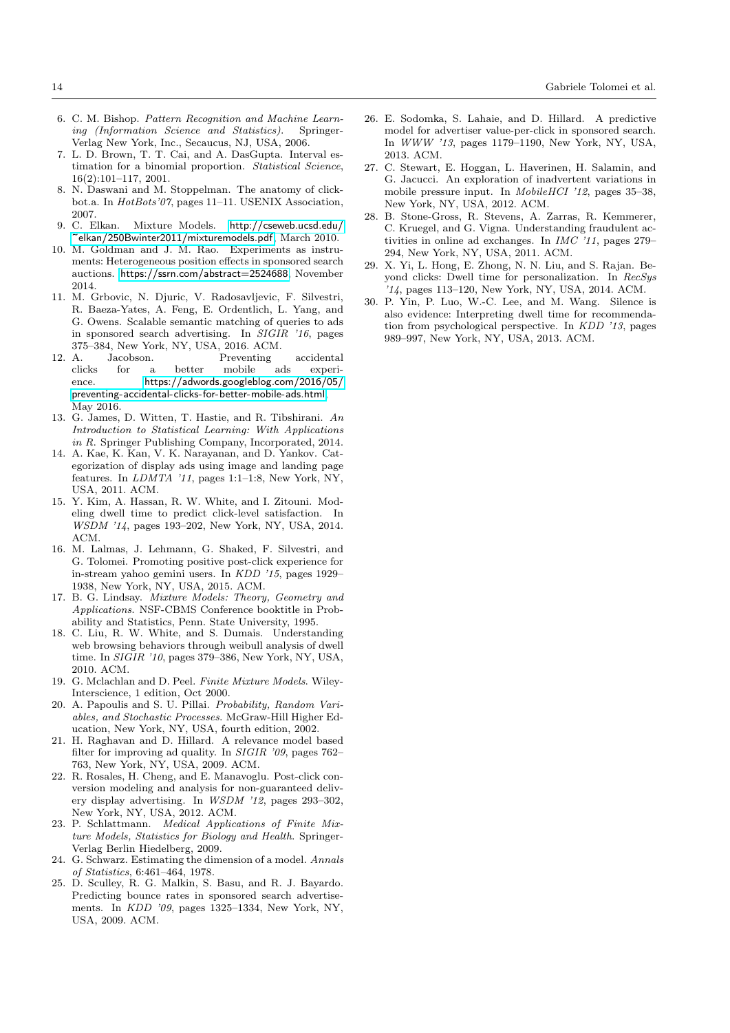6. C. M. Bishop. *Pattern Recognition and Machine Learning (Information Science and Statistics)*. Springer-Verlag New York, Inc., Secaucus, NJ, USA, 2006.
7. L. D. Brown, T. T. Cai, and A. DasGupta. Interval estimation for a binomial proportion. *Statistical Science*, 16(2):101–117, 2001.
8. N. Daswani and M. Stoppelman. The anatomy of clickbot.a. In *HotBots'07*, pages 11–11. USENIX Association, 2007.
9. C. Elkan. Mixture Models. http://cseweb.ucsd.edu/~elkan/250Bwinter2011/mixturemodels.pdf, March 2010.
10. M. Goldman and J. M. Rao. Experiments as instruments: Heterogeneous position effects in sponsored search auctions. https://ssrn.com/abstract=2524688, November 2014.
11. M. Grbovic, N. Djuric, V. Radosavljevic, F. Silvestri, R. Baeza-Yates, A. Feng, E. Ordentlich, L. Yang, and G. Owens. Scalable semantic matching of queries to ads in sponsored search advertising. In *SIGIR '16*, pages 375–384, New York, NY, USA, 2016. ACM.
12. A. Jacobson. Preventing accidental clicks for a better mobile ads experience. https://adwords.googleblog.com/2016/05/preventing-accidental-clicks-for-better-mobile-ads.html, May 2016.
13. G. James, D. Witten, T. Hastie, and R. Tibshirani. *An Introduction to Statistical Learning: With Applications in R*. Springer Publishing Company, Incorporated, 2014.
14. A. Kae, K. Kan, V. K. Narayanan, and D. Yankov. Categorization of display ads using image and landing page features. In *LDMTA '11*, pages 1:1–1:8, New York, NY, USA, 2011. ACM.
15. Y. Kim, A. Hassan, R. W. White, and I. Zitouni. Modeling dwell time to predict click-level satisfaction. In *WSDM '14*, pages 193–202, New York, NY, USA, 2014. ACM.
16. M. Lalmas, J. Lehmann, G. Shaked, F. Silvestri, and G. Tolomei. Promoting positive post-click experience for in-stream yahoo gemini users. In *KDD '15*, pages 1929–1938, New York, NY, USA, 2015. ACM.
17. B. G. Lindsay. *Mixture Models: Theory, Geometry and Applications*. NSF-CBMS Conference booktitle in Probability and Statistics, Penn. State University, 1995.
18. C. Liu, R. W. White, and S. Dumais. Understanding web browsing behaviors through weibull analysis of dwell time. In *SIGIR '10*, pages 379–386, New York, NY, USA, 2010. ACM.
19. G. Mclachlan and D. Peel. *Finite Mixture Models*. Wiley-Interscience, 1 edition, Oct 2000.
20. A. Papoulis and S. U. Pillai. *Probability, Random Variables, and Stochastic Processes*. McGraw-Hill Higher Education, New York, NY, USA, fourth edition, 2002.
21. H. Raghavan and D. Hillard. A relevance model based filter for improving ad quality. In *SIGIR '09*, pages 762–763, New York, NY, USA, 2009. ACM.
22. R. Rosales, H. Cheng, and E. Manavoglu. Post-click conversion modeling and analysis for non-guaranteed delivery display advertising. In *WSDM '12*, pages 293–302, New York, NY, USA, 2012. ACM.
23. P. Schlattmann. *Medical Applications of Finite Mixture Models, Statistics for Biology and Health*. Springer-Verlag Berlin Hiedelberg, 2009.
24. G. Schwarz. Estimating the dimension of a model. *Annals of Statistics*, 6:461–464, 1978.
25. D. Sculley, R. G. Malkin, S. Basu, and R. J. Bayardo. Predicting bounce rates in sponsored search advertisements. In *KDD '09*, pages 1325–1334, New York, NY, USA, 2009. ACM.
26. E. Sodomka, S. Lahaie, and D. Hillard. A predictive model for advertiser value-per-click in sponsored search. In *WWW '13*, pages 1179–1190, New York, NY, USA, 2013. ACM.
27. C. Stewart, E. Hoggan, L. Haverinen, H. Salamin, and G. Jacucci. An exploration of inadvertent variations in mobile pressure input. In *MobileHCI '12*, pages 35–38, New York, NY, USA, 2012. ACM.
28. B. Stone-Gross, R. Stevens, A. Zarras, R. Kemmerer, C. Kruegel, and G. Vigna. Understanding fraudulent activities in online ad exchanges. In *IMC '11*, pages 279–294, New York, NY, USA, 2011. ACM.
29. X. Yi, L. Hong, E. Zhong, N. N. Liu, and S. Rajan. Beyond clicks: Dwell time for personalization. In *RecSys '14*, pages 113–120, New York, NY, USA, 2014. ACM.
30. P. Yin, P. Luo, W.-C. Lee, and M. Wang. Silence is also evidence: Interpreting dwell time for recommendation from psychological perspective. In *KDD '13*, pages 989–997, New York, NY, USA, 2013. ACM.